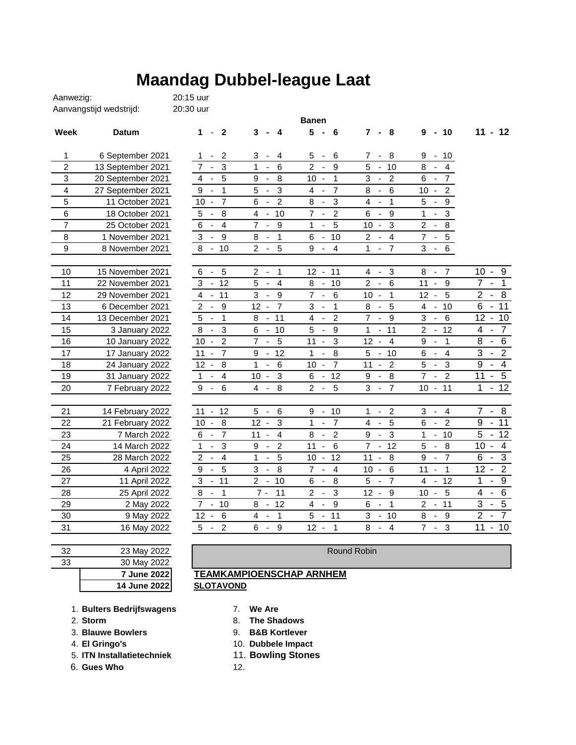# Maandag Dubbel-league Laat

Aanwezig: 20:15 uur

Aanvangstijd wedstrijd: 20:30 uur

| Week | Datum | Banen 1 - 2 | 3 - 4 | 5 - 6 | 7 - 8 | 9 - 10 | 11 - 12 |
|---|---|---|---|---|---|---|---|
| 1 | 6 September 2021 | 1 - 2 | 3 - 4 | 5 - 6 | 7 - 8 | 9 - 10 | |
| 2 | 13 September 2021 | 7 - 3 | 1 - 6 | 2 - 9 | 5 - 10 | 8 - 4 | |
| 3 | 20 September 2021 | 4 - 5 | 9 - 8 | 10 - 1 | 3 - 2 | 6 - 7 | |
| 4 | 27 September 2021 | 9 - 1 | 5 - 3 | 4 - 7 | 8 - 6 | 10 - 2 | |
| 5 | 11 October 2021 | 10 - 7 | 6 - 2 | 8 - 3 | 4 - 1 | 5 - 9 | |
| 6 | 18 October 2021 | 5 - 8 | 4 - 10 | 7 - 2 | 6 - 9 | 1 - 3 | |
| 7 | 25 October 2021 | 6 - 4 | 7 - 9 | 1 - 5 | 10 - 3 | 2 - 8 | |
| 8 | 1 November 2021 | 3 - 9 | 8 - 1 | 6 - 10 | 2 - 4 | 7 - 5 | |
| 9 | 8 November 2021 | 8 - 10 | 2 - 5 | 9 - 4 | 1 - 7 | 3 - 6 | |
| 10 | 15 November 2021 | 6 - 5 | 2 - 1 | 12 - 11 | 4 - 3 | 8 - 7 | 10 - 9 |
| 11 | 22 November 2021 | 3 - 12 | 5 - 4 | 8 - 10 | 2 - 6 | 11 - 9 | 7 - 1 |
| 12 | 29 November 2021 | 4 - 11 | 3 - 9 | 7 - 6 | 10 - 1 | 12 - 5 | 2 - 8 |
| 13 | 6 December 2021 | 2 - 9 | 12 - 7 | 3 - 1 | 8 - 5 | 4 - 10 | 6 - 11 |
| 14 | 13 December 2021 | 5 - 1 | 8 - 11 | 4 - 2 | 7 - 9 | 3 - 6 | 12 - 10 |
| 15 | 3 January 2022 | 8 - 3 | 6 - 10 | 5 - 9 | 1 - 11 | 2 - 12 | 4 - 7 |
| 16 | 10 January 2022 | 10 - 2 | 7 - 5 | 11 - 3 | 12 - 4 | 9 - 1 | 8 - 6 |
| 17 | 17 January 2022 | 11 - 7 | 9 - 12 | 1 - 8 | 5 - 10 | 6 - 4 | 3 - 2 |
| 18 | 24 January 2022 | 12 - 8 | 1 - 6 | 10 - 7 | 11 - 2 | 5 - 3 | 9 - 4 |
| 19 | 31 January 2022 | 1 - 4 | 10 - 3 | 6 - 12 | 9 - 8 | 7 - 2 | 11 - 5 |
| 20 | 7 February 2022 | 9 - 6 | 4 - 8 | 2 - 5 | 3 - 7 | 10 - 11 | 1 - 12 |
| 21 | 14 February 2022 | 11 - 12 | 5 - 6 | 9 - 10 | 1 - 2 | 3 - 4 | 7 - 8 |
| 22 | 21 February 2022 | 10 - 8 | 12 - 3 | 1 - 7 | 4 - 5 | 6 - 2 | 9 - 11 |
| 23 | 7 March 2022 | 6 - 7 | 11 - 4 | 8 - 2 | 9 - 3 | 1 - 10 | 5 - 12 |
| 24 | 14 March 2022 | 1 - 3 | 9 - 2 | 11 - 6 | 7 - 12 | 5 - 8 | 10 - 4 |
| 25 | 28 March 2022 | 2 - 4 | 1 - 5 | 10 - 12 | 11 - 8 | 9 - 7 | 6 - 3 |
| 26 | 4 April 2022 | 9 - 5 | 3 - 8 | 7 - 4 | 10 - 6 | 11 - 1 | 12 - 2 |
| 27 | 11 April 2022 | 3 - 11 | 2 - 10 | 6 - 8 | 5 - 7 | 4 - 12 | 1 - 9 |
| 28 | 25 April 2022 | 8 - 1 | 7 - 11 | 2 - 3 | 12 - 9 | 10 - 5 | 4 - 6 |
| 29 | 2 May 2022 | 7 - 10 | 8 - 12 | 4 - 9 | 6 - 1 | 2 - 11 | 3 - 5 |
| 30 | 9 May 2022 | 12 - 6 | 4 - 1 | 5 - 11 | 3 - 10 | 8 - 9 | 2 - 7 |
| 31 | 16 May 2022 | 5 - 2 | 6 - 9 | 12 - 1 | 8 - 4 | 7 - 3 | 11 - 10 |
| 32 | 23 May 2022 | Round Robin | | | | | |
| 33 | 30 May 2022 | | | | | | |
| | **7 June 2022** | **TEAMKAMPIOENSCHAP ARNHEM** | | | | | |
| | **14 June 2022** | **SLOTAVOND** | | | | | |

1. **Bulters Bedrijfswagens**
2. **Storm**
3. **Blauwe Bowlers**
4. **El Gringo's**
5. **ITN Installatietechniek**
6. **Gues Who**
7. **We Are**
8. **The Shadows**
9. **B&B Kortlever**
10. **Dubbele Impact**
11. **Bowling Stones**
12.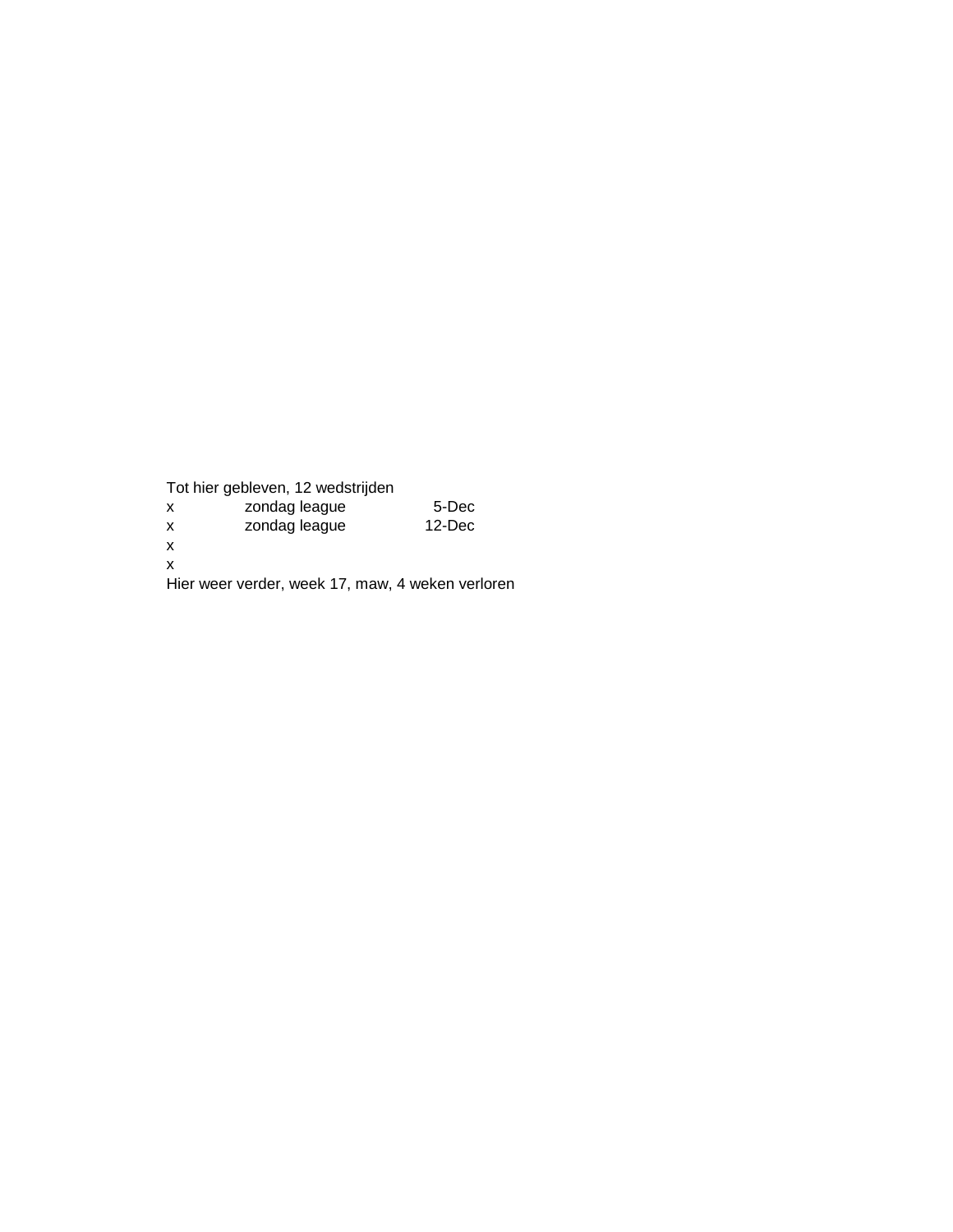Tot hier gebleven, 12 wedstrijden

| | | |
|---|---|---|
| x | zondag league | 5-Dec |
| x | zondag league | 12-Dec |
| x | | |
| x | | |

Hier weer verder, week 17, maw, 4 weken verloren